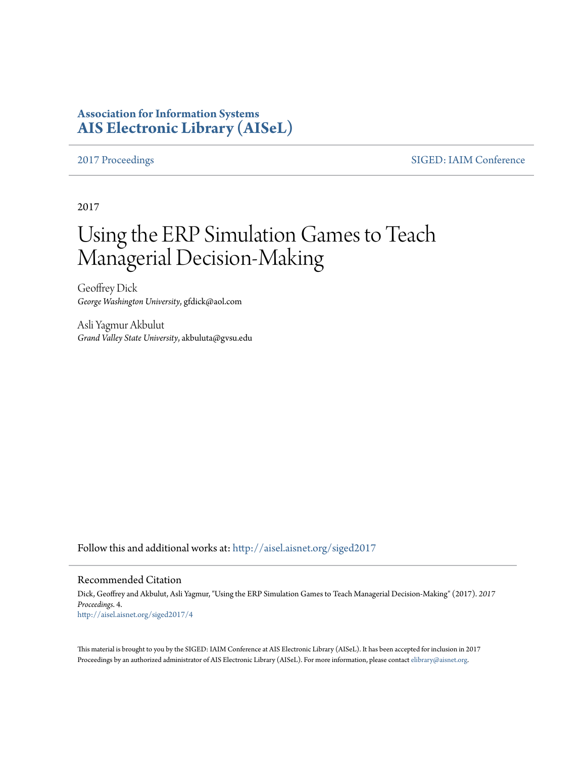**Association for Information Systems**
**AIS Electronic Library (AISeL)**

2017 Proceedings | SIGED: IAIM Conference

2017

# Using the ERP Simulation Games to Teach Managerial Decision-Making

Geoffrey Dick
*George Washington University*, gfdick@aol.com

Asli Yagmur Akbulut
*Grand Valley State University*, akbuluta@gvsu.edu

Follow this and additional works at: http://aisel.aisnet.org/siged2017

## Recommended Citation

Dick, Geoffrey and Akbulut, Asli Yagmur, "Using the ERP Simulation Games to Teach Managerial Decision-Making" (2017). *2017 Proceedings*. 4.
http://aisel.aisnet.org/siged2017/4

This material is brought to you by the SIGED: IAIM Conference at AIS Electronic Library (AISeL). It has been accepted for inclusion in 2017 Proceedings by an authorized administrator of AIS Electronic Library (AISeL). For more information, please contact elibrary@aisnet.org.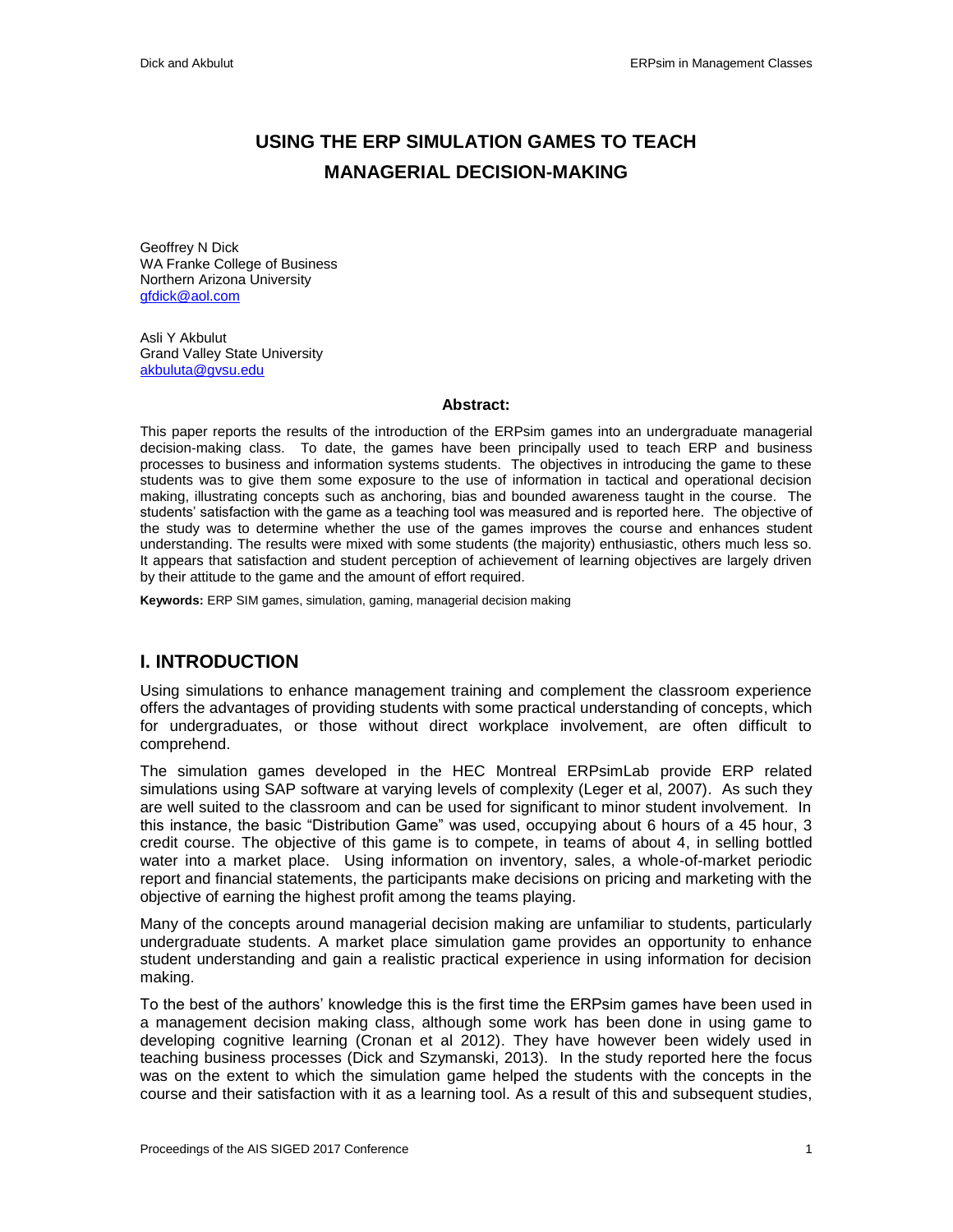# USING THE ERP SIMULATION GAMES TO TEACH MANAGERIAL DECISION-MAKING

Geoffrey N Dick
WA Franke College of Business
Northern Arizona University
gfdick@aol.com

Asli Y Akbulut
Grand Valley State University
akbuluta@gvsu.edu

**Abstract:**

This paper reports the results of the introduction of the ERPsim games into an undergraduate managerial decision-making class. To date, the games have been principally used to teach ERP and business processes to business and information systems students. The objectives in introducing the game to these students was to give them some exposure to the use of information in tactical and operational decision making, illustrating concepts such as anchoring, bias and bounded awareness taught in the course. The students' satisfaction with the game as a teaching tool was measured and is reported here. The objective of the study was to determine whether the use of the games improves the course and enhances student understanding. The results were mixed with some students (the majority) enthusiastic, others much less so. It appears that satisfaction and student perception of achievement of learning objectives are largely driven by their attitude to the game and the amount of effort required.

**Keywords:** ERP SIM games, simulation, gaming, managerial decision making

## I. INTRODUCTION

Using simulations to enhance management training and complement the classroom experience offers the advantages of providing students with some practical understanding of concepts, which for undergraduates, or those without direct workplace involvement, are often difficult to comprehend.

The simulation games developed in the HEC Montreal ERPsimLab provide ERP related simulations using SAP software at varying levels of complexity (Leger et al, 2007). As such they are well suited to the classroom and can be used for significant to minor student involvement. In this instance, the basic "Distribution Game" was used, occupying about 6 hours of a 45 hour, 3 credit course. The objective of this game is to compete, in teams of about 4, in selling bottled water into a market place. Using information on inventory, sales, a whole-of-market periodic report and financial statements, the participants make decisions on pricing and marketing with the objective of earning the highest profit among the teams playing.

Many of the concepts around managerial decision making are unfamiliar to students, particularly undergraduate students. A market place simulation game provides an opportunity to enhance student understanding and gain a realistic practical experience in using information for decision making.

To the best of the authors' knowledge this is the first time the ERPsim games have been used in a management decision making class, although some work has been done in using game to developing cognitive learning (Cronan et al 2012). They have however been widely used in teaching business processes (Dick and Szymanski, 2013). In the study reported here the focus was on the extent to which the simulation game helped the students with the concepts in the course and their satisfaction with it as a learning tool. As a result of this and subsequent studies,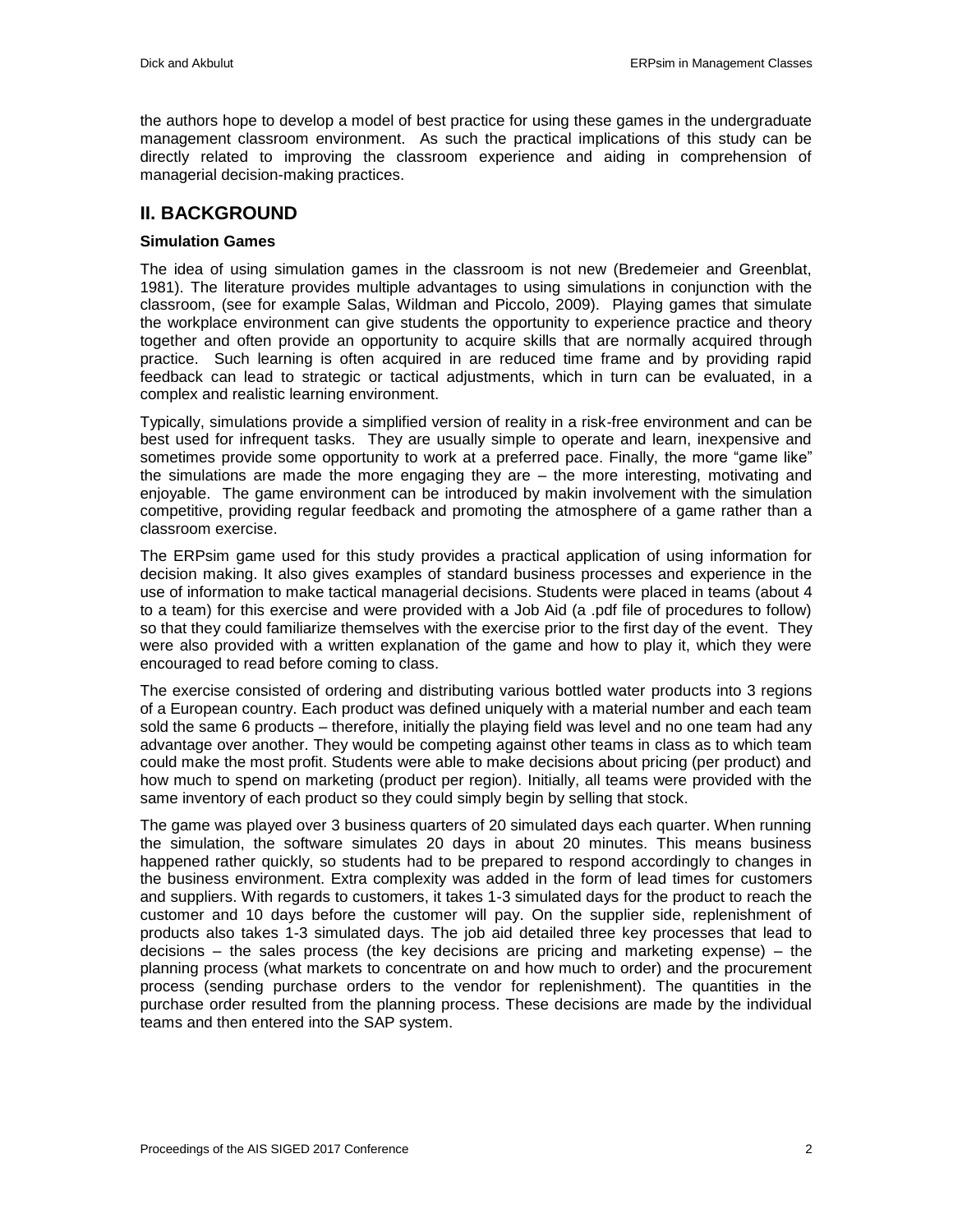the authors hope to develop a model of best practice for using these games in the undergraduate management classroom environment. As such the practical implications of this study can be directly related to improving the classroom experience and aiding in comprehension of managerial decision-making practices.

## II. BACKGROUND

### Simulation Games

The idea of using simulation games in the classroom is not new (Bredemeier and Greenblat, 1981). The literature provides multiple advantages to using simulations in conjunction with the classroom, (see for example Salas, Wildman and Piccolo, 2009). Playing games that simulate the workplace environment can give students the opportunity to experience practice and theory together and often provide an opportunity to acquire skills that are normally acquired through practice. Such learning is often acquired in are reduced time frame and by providing rapid feedback can lead to strategic or tactical adjustments, which in turn can be evaluated, in a complex and realistic learning environment.

Typically, simulations provide a simplified version of reality in a risk-free environment and can be best used for infrequent tasks. They are usually simple to operate and learn, inexpensive and sometimes provide some opportunity to work at a preferred pace. Finally, the more "game like" the simulations are made the more engaging they are – the more interesting, motivating and enjoyable. The game environment can be introduced by makin involvement with the simulation competitive, providing regular feedback and promoting the atmosphere of a game rather than a classroom exercise.

The ERPsim game used for this study provides a practical application of using information for decision making. It also gives examples of standard business processes and experience in the use of information to make tactical managerial decisions. Students were placed in teams (about 4 to a team) for this exercise and were provided with a Job Aid (a .pdf file of procedures to follow) so that they could familiarize themselves with the exercise prior to the first day of the event. They were also provided with a written explanation of the game and how to play it, which they were encouraged to read before coming to class.

The exercise consisted of ordering and distributing various bottled water products into 3 regions of a European country. Each product was defined uniquely with a material number and each team sold the same 6 products – therefore, initially the playing field was level and no one team had any advantage over another. They would be competing against other teams in class as to which team could make the most profit. Students were able to make decisions about pricing (per product) and how much to spend on marketing (product per region). Initially, all teams were provided with the same inventory of each product so they could simply begin by selling that stock.

The game was played over 3 business quarters of 20 simulated days each quarter. When running the simulation, the software simulates 20 days in about 20 minutes. This means business happened rather quickly, so students had to be prepared to respond accordingly to changes in the business environment. Extra complexity was added in the form of lead times for customers and suppliers. With regards to customers, it takes 1-3 simulated days for the product to reach the customer and 10 days before the customer will pay. On the supplier side, replenishment of products also takes 1-3 simulated days. The job aid detailed three key processes that lead to decisions – the sales process (the key decisions are pricing and marketing expense) – the planning process (what markets to concentrate on and how much to order) and the procurement process (sending purchase orders to the vendor for replenishment). The quantities in the purchase order resulted from the planning process. These decisions are made by the individual teams and then entered into the SAP system.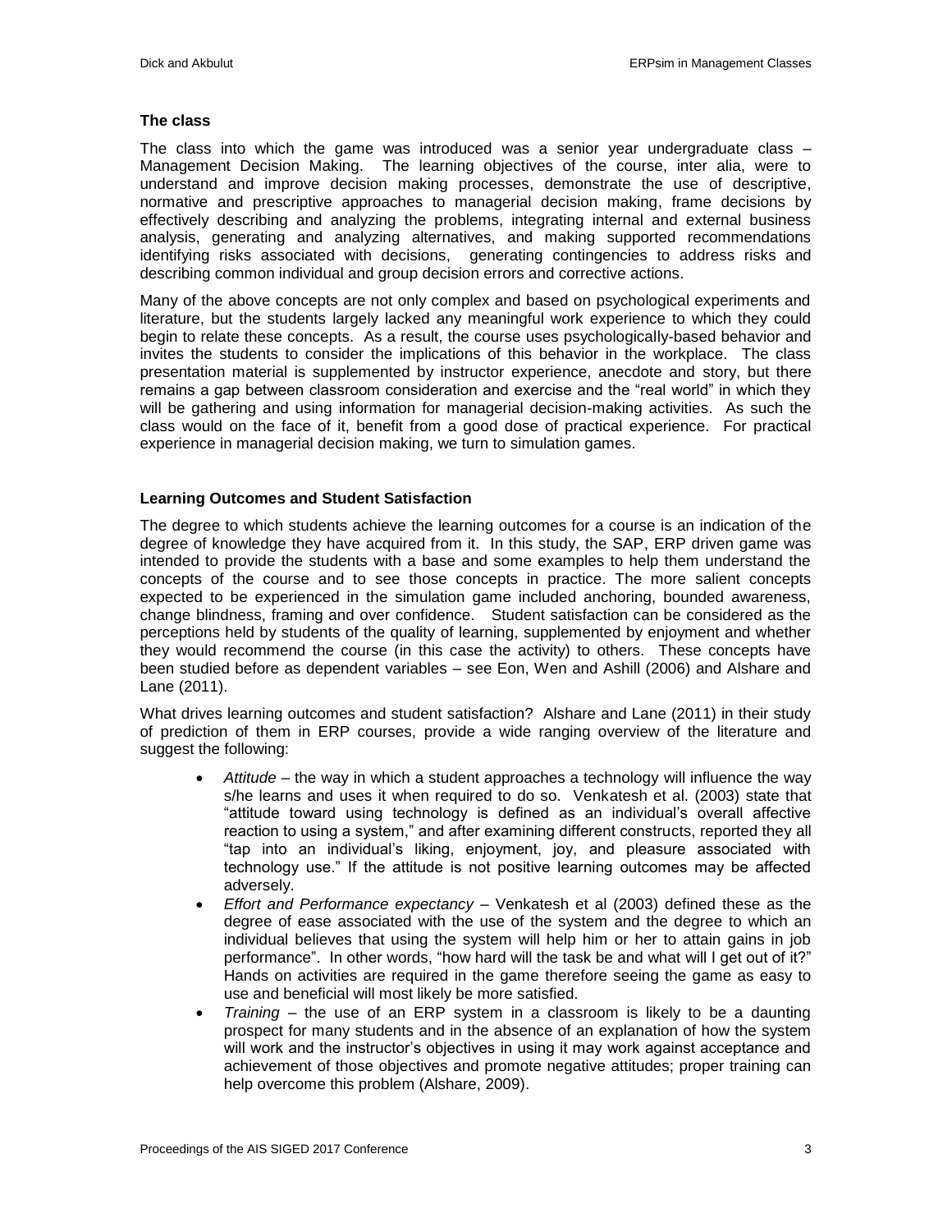### The class

The class into which the game was introduced was a senior year undergraduate class – Management Decision Making. The learning objectives of the course, inter alia, were to understand and improve decision making processes, demonstrate the use of descriptive, normative and prescriptive approaches to managerial decision making, frame decisions by effectively describing and analyzing the problems, integrating internal and external business analysis, generating and analyzing alternatives, and making supported recommendations identifying risks associated with decisions, generating contingencies to address risks and describing common individual and group decision errors and corrective actions.

Many of the above concepts are not only complex and based on psychological experiments and literature, but the students largely lacked any meaningful work experience to which they could begin to relate these concepts. As a result, the course uses psychologically-based behavior and invites the students to consider the implications of this behavior in the workplace. The class presentation material is supplemented by instructor experience, anecdote and story, but there remains a gap between classroom consideration and exercise and the "real world" in which they will be gathering and using information for managerial decision-making activities. As such the class would on the face of it, benefit from a good dose of practical experience. For practical experience in managerial decision making, we turn to simulation games.

### Learning Outcomes and Student Satisfaction

The degree to which students achieve the learning outcomes for a course is an indication of the degree of knowledge they have acquired from it. In this study, the SAP, ERP driven game was intended to provide the students with a base and some examples to help them understand the concepts of the course and to see those concepts in practice. The more salient concepts expected to be experienced in the simulation game included anchoring, bounded awareness, change blindness, framing and over confidence. Student satisfaction can be considered as the perceptions held by students of the quality of learning, supplemented by enjoyment and whether they would recommend the course (in this case the activity) to others. These concepts have been studied before as dependent variables – see Eon, Wen and Ashill (2006) and Alshare and Lane (2011).

What drives learning outcomes and student satisfaction? Alshare and Lane (2011) in their study of prediction of them in ERP courses, provide a wide ranging overview of the literature and suggest the following:

- *Attitude* – the way in which a student approaches a technology will influence the way s/he learns and uses it when required to do so. Venkatesh et al. (2003) state that "attitude toward using technology is defined as an individual's overall affective reaction to using a system," and after examining different constructs, reported they all "tap into an individual's liking, enjoyment, joy, and pleasure associated with technology use." If the attitude is not positive learning outcomes may be affected adversely.
- *Effort and Performance expectancy* – Venkatesh et al (2003) defined these as the degree of ease associated with the use of the system and the degree to which an individual believes that using the system will help him or her to attain gains in job performance". In other words, "how hard will the task be and what will I get out of it?" Hands on activities are required in the game therefore seeing the game as easy to use and beneficial will most likely be more satisfied.
- *Training* – the use of an ERP system in a classroom is likely to be a daunting prospect for many students and in the absence of an explanation of how the system will work and the instructor's objectives in using it may work against acceptance and achievement of those objectives and promote negative attitudes; proper training can help overcome this problem (Alshare, 2009).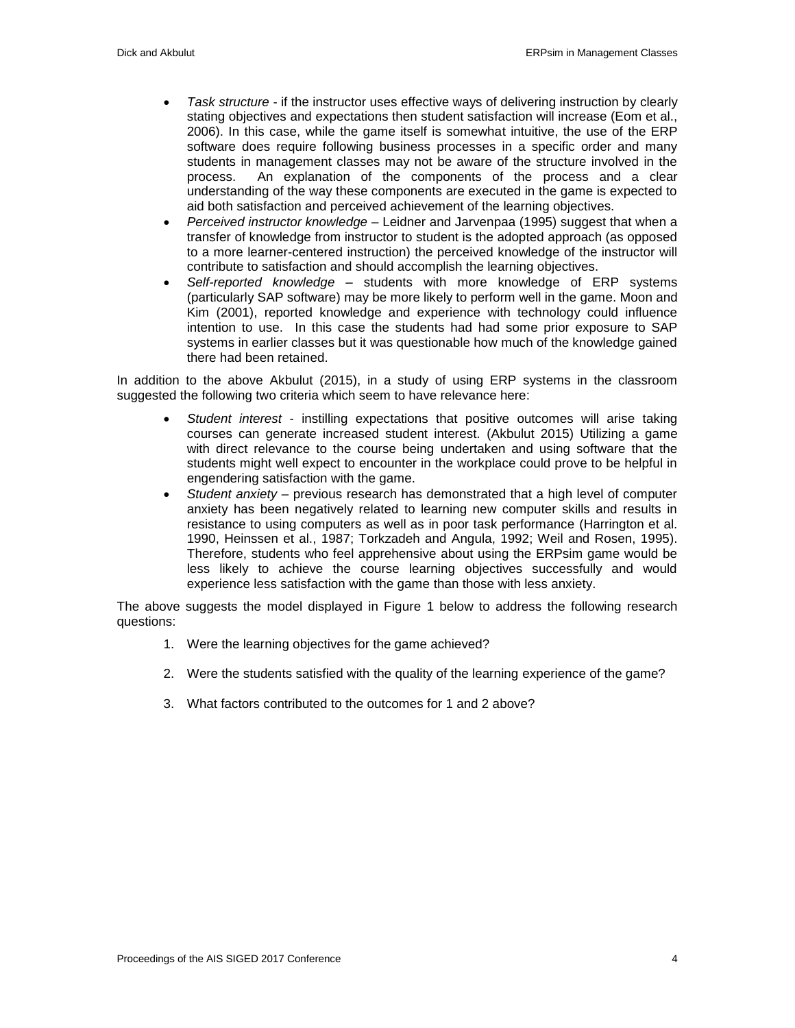- *Task structure* - if the instructor uses effective ways of delivering instruction by clearly stating objectives and expectations then student satisfaction will increase (Eom et al., 2006). In this case, while the game itself is somewhat intuitive, the use of the ERP software does require following business processes in a specific order and many students in management classes may not be aware of the structure involved in the process. An explanation of the components of the process and a clear understanding of the way these components are executed in the game is expected to aid both satisfaction and perceived achievement of the learning objectives.
- *Perceived instructor knowledge* – Leidner and Jarvenpaa (1995) suggest that when a transfer of knowledge from instructor to student is the adopted approach (as opposed to a more learner-centered instruction) the perceived knowledge of the instructor will contribute to satisfaction and should accomplish the learning objectives.
- *Self-reported knowledge* – students with more knowledge of ERP systems (particularly SAP software) may be more likely to perform well in the game. Moon and Kim (2001), reported knowledge and experience with technology could influence intention to use. In this case the students had had some prior exposure to SAP systems in earlier classes but it was questionable how much of the knowledge gained there had been retained.

In addition to the above Akbulut (2015), in a study of using ERP systems in the classroom suggested the following two criteria which seem to have relevance here:

- *Student interest* - instilling expectations that positive outcomes will arise taking courses can generate increased student interest. (Akbulut 2015) Utilizing a game with direct relevance to the course being undertaken and using software that the students might well expect to encounter in the workplace could prove to be helpful in engendering satisfaction with the game.
- *Student anxiety* – previous research has demonstrated that a high level of computer anxiety has been negatively related to learning new computer skills and results in resistance to using computers as well as in poor task performance (Harrington et al. 1990, Heinssen et al., 1987; Torkzadeh and Angula, 1992; Weil and Rosen, 1995). Therefore, students who feel apprehensive about using the ERPsim game would be less likely to achieve the course learning objectives successfully and would experience less satisfaction with the game than those with less anxiety.

The above suggests the model displayed in Figure 1 below to address the following research questions:

1. Were the learning objectives for the game achieved?
2. Were the students satisfied with the quality of the learning experience of the game?
3. What factors contributed to the outcomes for 1 and 2 above?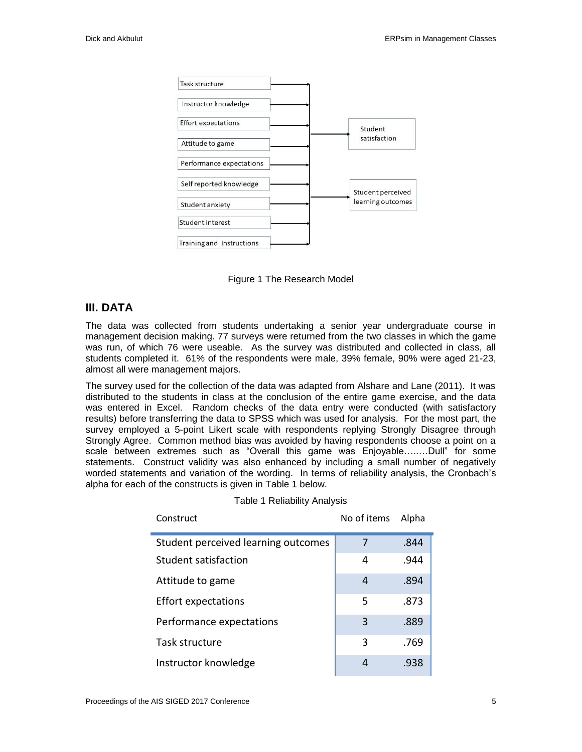Figure 1 The Research Model

## III. DATA

The data was collected from students undertaking a senior year undergraduate course in management decision making. 77 surveys were returned from the two classes in which the game was run, of which 76 were useable. As the survey was distributed and collected in class, all students completed it. 61% of the respondents were male, 39% female, 90% were aged 21-23, almost all were management majors.

The survey used for the collection of the data was adapted from Alshare and Lane (2011). It was distributed to the students in class at the conclusion of the entire game exercise, and the data was entered in Excel. Random checks of the data entry were conducted (with satisfactory results) before transferring the data to SPSS which was used for analysis. For the most part, the survey employed a 5-point Likert scale with respondents replying Strongly Disagree through Strongly Agree. Common method bias was avoided by having respondents choose a point on a scale between extremes such as "Overall this game was Enjoyable…..…Dull" for some statements. Construct validity was also enhanced by including a small number of negatively worded statements and variation of the wording. In terms of reliability analysis, the Cronbach's alpha for each of the constructs is given in Table 1 below.

Table 1 Reliability Analysis

| Construct | No of items | Alpha |
|---|---|---|
| Student perceived learning outcomes | 7 | .844 |
| Student satisfaction | 4 | .944 |
| Attitude to game | 4 | .894 |
| Effort expectations | 5 | .873 |
| Performance expectations | 3 | .889 |
| Task structure | 3 | .769 |
| Instructor knowledge | 4 | .938 |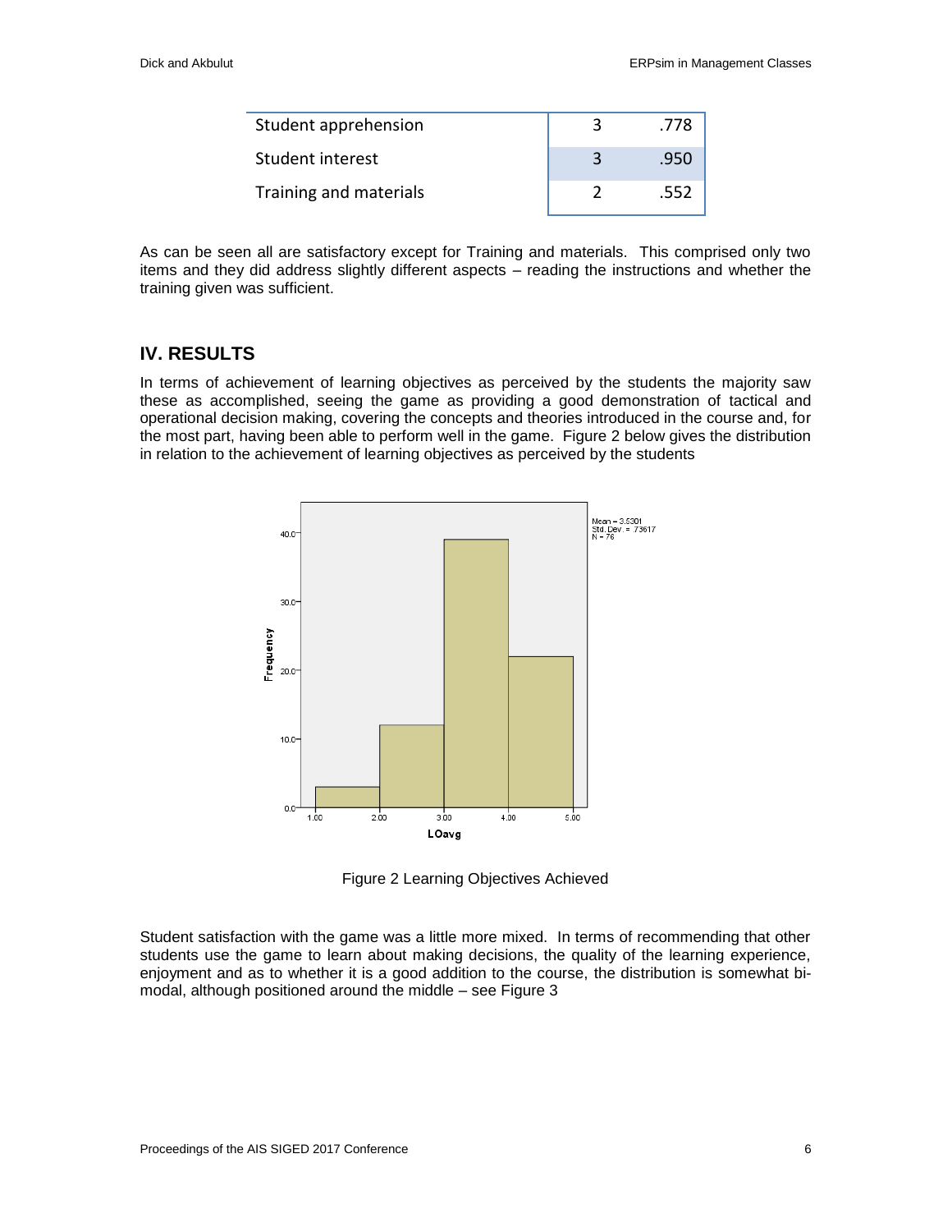| | | |
|---|---|---|
| Student apprehension | 3 | .778 |
| Student interest | 3 | .950 |
| Training and materials | 2 | .552 |

As can be seen all are satisfactory except for Training and materials. This comprised only two items and they did address slightly different aspects – reading the instructions and whether the training given was sufficient.

## IV. RESULTS

In terms of achievement of learning objectives as perceived by the students the majority saw these as accomplished, seeing the game as providing a good demonstration of tactical and operational decision making, covering the concepts and theories introduced in the course and, for the most part, having been able to perform well in the game. Figure 2 below gives the distribution in relation to the achievement of learning objectives as perceived by the students

Figure 2 Learning Objectives Achieved

Student satisfaction with the game was a little more mixed. In terms of recommending that other students use the game to learn about making decisions, the quality of the learning experience, enjoyment and as to whether it is a good addition to the course, the distribution is somewhat bi-modal, although positioned around the middle – see Figure 3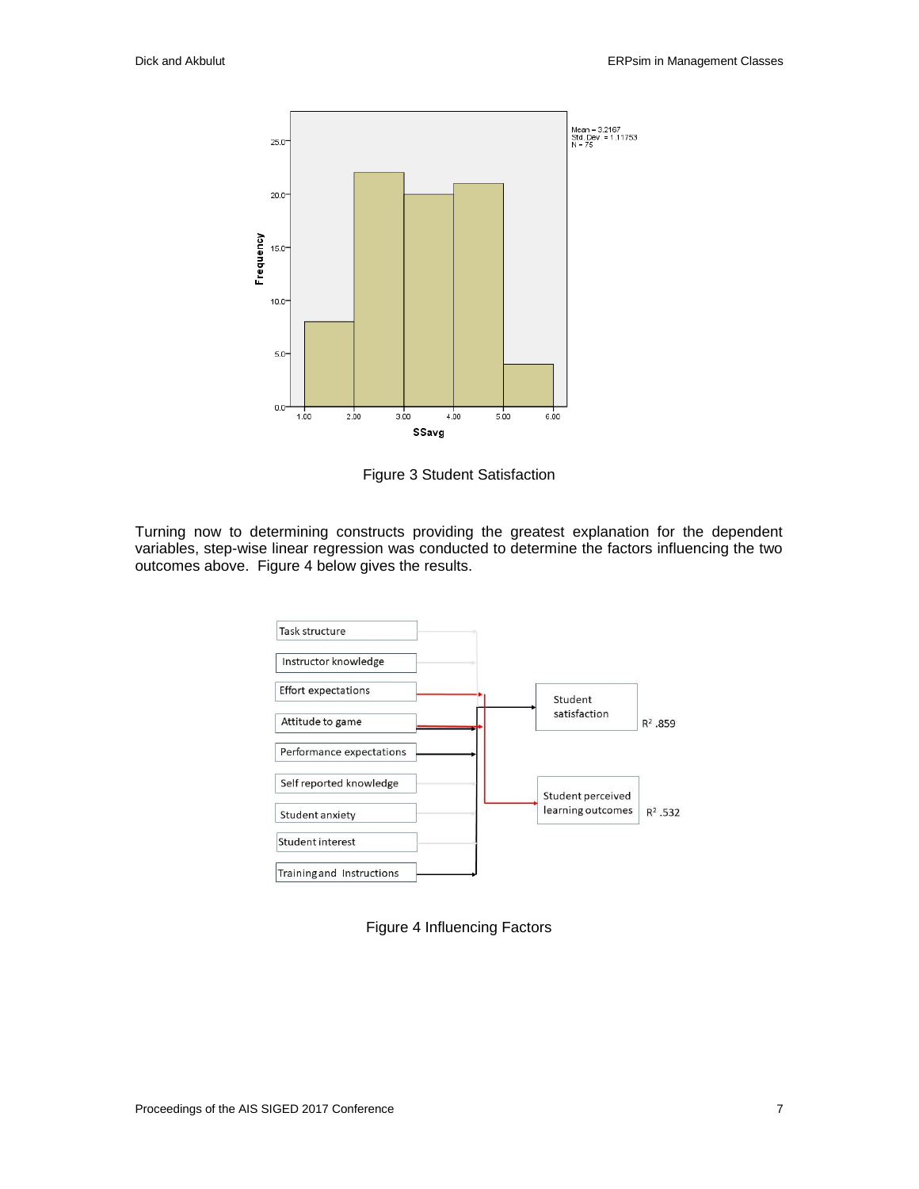Figure 3 Student Satisfaction

Turning now to determining constructs providing the greatest explanation for the dependent variables, step-wise linear regression was conducted to determine the factors influencing the two outcomes above. Figure 4 below gives the results.

Figure 4 Influencing Factors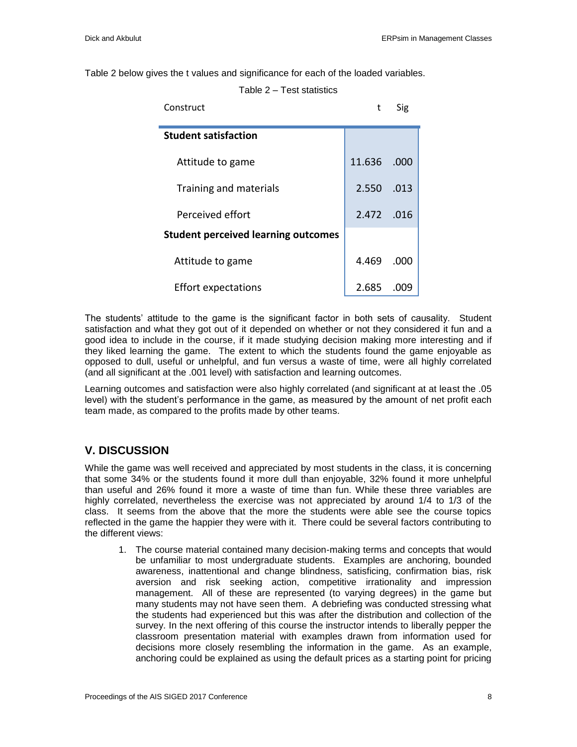Table 2 below gives the t values and significance for each of the loaded variables.

Table 2 – Test statistics

| Construct | t | Sig |
|---|---|---|
| **Student satisfaction** | | |
| Attitude to game | 11.636 | .000 |
| Training and materials | 2.550 | .013 |
| Perceived effort | 2.472 | .016 |
| **Student perceived learning outcomes** | | |
| Attitude to game | 4.469 | .000 |
| Effort expectations | 2.685 | .009 |

The students' attitude to the game is the significant factor in both sets of causality. Student satisfaction and what they got out of it depended on whether or not they considered it fun and a good idea to include in the course, if it made studying decision making more interesting and if they liked learning the game. The extent to which the students found the game enjoyable as opposed to dull, useful or unhelpful, and fun versus a waste of time, were all highly correlated (and all significant at the .001 level) with satisfaction and learning outcomes.

Learning outcomes and satisfaction were also highly correlated (and significant at at least the .05 level) with the student's performance in the game, as measured by the amount of net profit each team made, as compared to the profits made by other teams.

## V. DISCUSSION

While the game was well received and appreciated by most students in the class, it is concerning that some 34% or the students found it more dull than enjoyable, 32% found it more unhelpful than useful and 26% found it more a waste of time than fun. While these three variables are highly correlated, nevertheless the exercise was not appreciated by around 1/4 to 1/3 of the class. It seems from the above that the more the students were able see the course topics reflected in the game the happier they were with it. There could be several factors contributing to the different views:

1. The course material contained many decision-making terms and concepts that would be unfamiliar to most undergraduate students. Examples are anchoring, bounded awareness, inattentional and change blindness, satisficing, confirmation bias, risk aversion and risk seeking action, competitive irrationality and impression management. All of these are represented (to varying degrees) in the game but many students may not have seen them. A debriefing was conducted stressing what the students had experienced but this was after the distribution and collection of the survey. In the next offering of this course the instructor intends to liberally pepper the classroom presentation material with examples drawn from information used for decisions more closely resembling the information in the game. As an example, anchoring could be explained as using the default prices as a starting point for pricing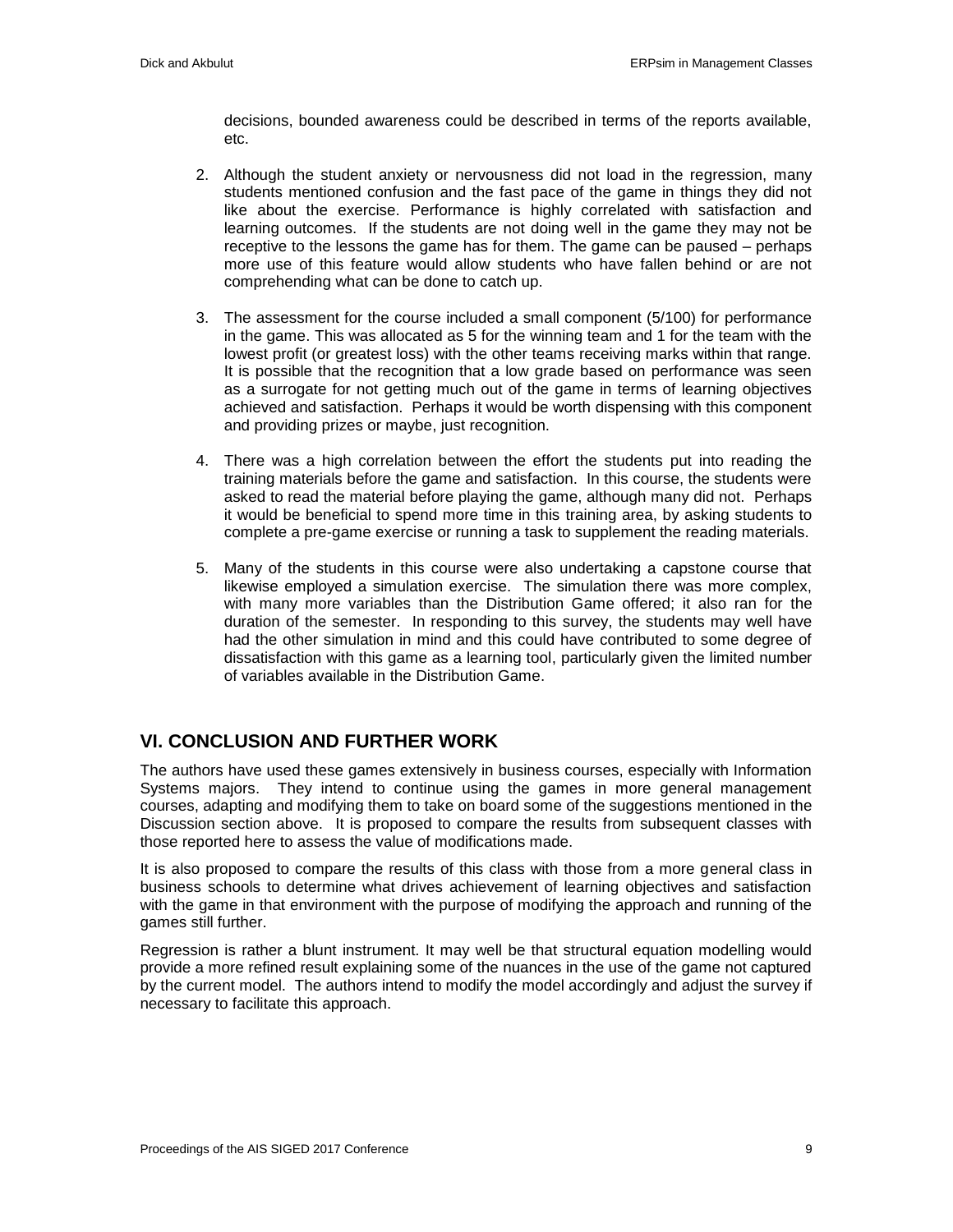decisions, bounded awareness could be described in terms of the reports available, etc.

2. Although the student anxiety or nervousness did not load in the regression, many students mentioned confusion and the fast pace of the game in things they did not like about the exercise. Performance is highly correlated with satisfaction and learning outcomes. If the students are not doing well in the game they may not be receptive to the lessons the game has for them. The game can be paused – perhaps more use of this feature would allow students who have fallen behind or are not comprehending what can be done to catch up.

3. The assessment for the course included a small component (5/100) for performance in the game. This was allocated as 5 for the winning team and 1 for the team with the lowest profit (or greatest loss) with the other teams receiving marks within that range. It is possible that the recognition that a low grade based on performance was seen as a surrogate for not getting much out of the game in terms of learning objectives achieved and satisfaction. Perhaps it would be worth dispensing with this component and providing prizes or maybe, just recognition.

4. There was a high correlation between the effort the students put into reading the training materials before the game and satisfaction. In this course, the students were asked to read the material before playing the game, although many did not. Perhaps it would be beneficial to spend more time in this training area, by asking students to complete a pre-game exercise or running a task to supplement the reading materials.

5. Many of the students in this course were also undertaking a capstone course that likewise employed a simulation exercise. The simulation there was more complex, with many more variables than the Distribution Game offered; it also ran for the duration of the semester. In responding to this survey, the students may well have had the other simulation in mind and this could have contributed to some degree of dissatisfaction with this game as a learning tool, particularly given the limited number of variables available in the Distribution Game.

## VI. CONCLUSION AND FURTHER WORK

The authors have used these games extensively in business courses, especially with Information Systems majors. They intend to continue using the games in more general management courses, adapting and modifying them to take on board some of the suggestions mentioned in the Discussion section above. It is proposed to compare the results from subsequent classes with those reported here to assess the value of modifications made.

It is also proposed to compare the results of this class with those from a more general class in business schools to determine what drives achievement of learning objectives and satisfaction with the game in that environment with the purpose of modifying the approach and running of the games still further.

Regression is rather a blunt instrument. It may well be that structural equation modelling would provide a more refined result explaining some of the nuances in the use of the game not captured by the current model. The authors intend to modify the model accordingly and adjust the survey if necessary to facilitate this approach.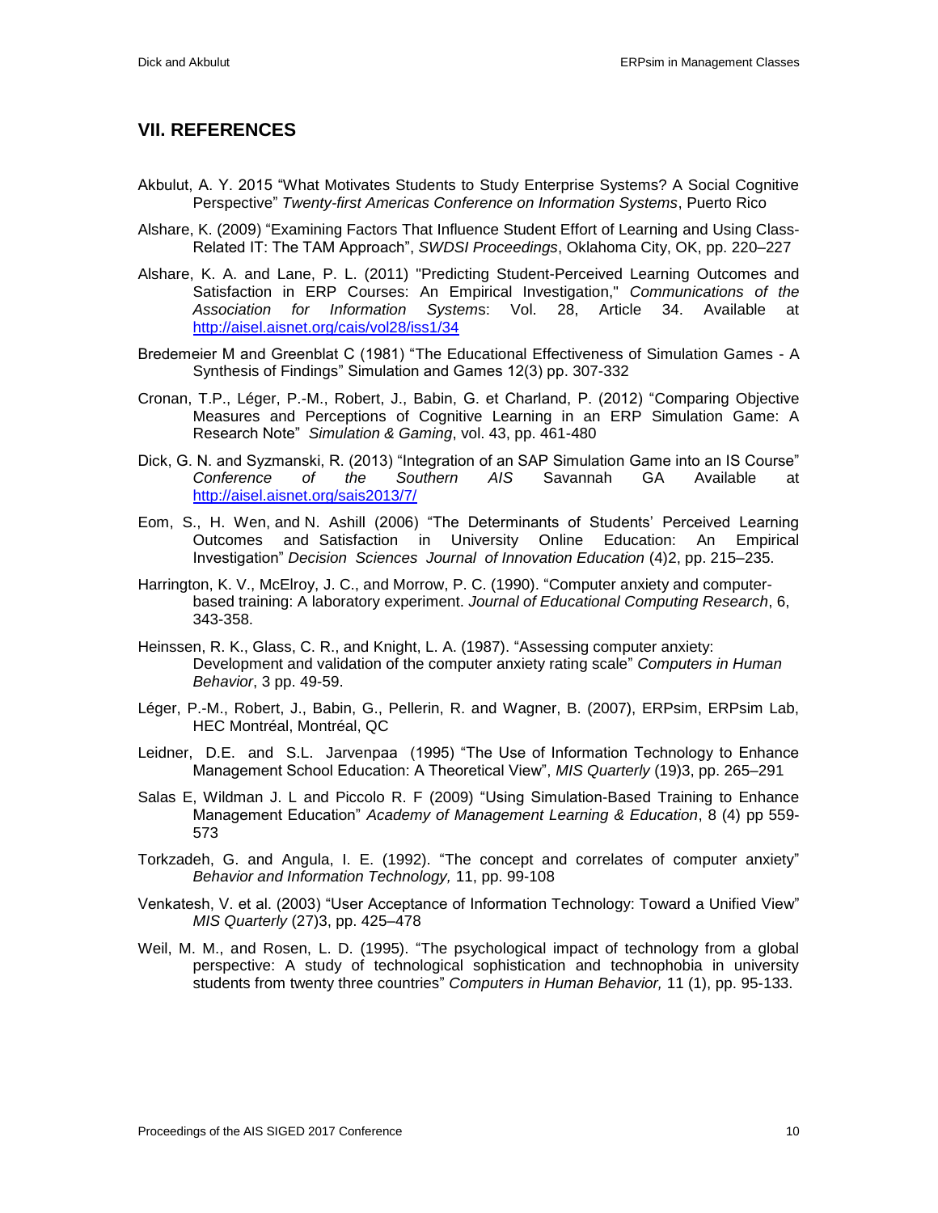## VII. REFERENCES

Akbulut, A. Y. 2015 “What Motivates Students to Study Enterprise Systems? A Social Cognitive Perspective” *Twenty-first Americas Conference on Information Systems*, Puerto Rico

Alshare, K. (2009) “Examining Factors That Influence Student Effort of Learning and Using Class-Related IT: The TAM Approach”, *SWDSI Proceedings*, Oklahoma City, OK, pp. 220–227

Alshare, K. A. and Lane, P. L. (2011) "Predicting Student-Perceived Learning Outcomes and Satisfaction in ERP Courses: An Empirical Investigation," *Communications of the Association for Information Systems*: Vol. 28, Article 34. Available at http://aisel.aisnet.org/cais/vol28/iss1/34

Bredemeier M and Greenblat C (1981) “The Educational Effectiveness of Simulation Games - A Synthesis of Findings” Simulation and Games 12(3) pp. 307-332

Cronan, T.P., Léger, P.-M., Robert, J., Babin, G. et Charland, P. (2012) “Comparing Objective Measures and Perceptions of Cognitive Learning in an ERP Simulation Game: A Research Note” *Simulation & Gaming*, vol. 43, pp. 461-480

Dick, G. N. and Syzmanski, R. (2013) “Integration of an SAP Simulation Game into an IS Course” *Conference of the Southern AIS* Savannah GA Available at http://aisel.aisnet.org/sais2013/7/

Eom, S., H. Wen, and N. Ashill (2006) “The Determinants of Students’ Perceived Learning Outcomes and Satisfaction in University Online Education: An Empirical Investigation” *Decision Sciences Journal of Innovation Education* (4)2, pp. 215–235.

Harrington, K. V., McElroy, J. C., and Morrow, P. C. (1990). “Computer anxiety and computer-based training: A laboratory experiment. *Journal of Educational Computing Research*, 6, 343-358.

Heinssen, R. K., Glass, C. R., and Knight, L. A. (1987). “Assessing computer anxiety: Development and validation of the computer anxiety rating scale” *Computers in Human Behavior*, 3 pp. 49-59.

Léger, P.-M., Robert, J., Babin, G., Pellerin, R. and Wagner, B. (2007), ERPsim, ERPsim Lab, HEC Montréal, Montréal, QC

Leidner, D.E. and S.L. Jarvenpaa (1995) “The Use of Information Technology to Enhance Management School Education: A Theoretical View”, *MIS Quarterly* (19)3, pp. 265–291

Salas E, Wildman J. L and Piccolo R. F (2009) “Using Simulation-Based Training to Enhance Management Education” *Academy of Management Learning & Education*, 8 (4) pp 559-573

Torkzadeh, G. and Angula, I. E. (1992). “The concept and correlates of computer anxiety” *Behavior and Information Technology,* 11, pp. 99-108

Venkatesh, V. et al. (2003) “User Acceptance of Information Technology: Toward a Unified View” *MIS Quarterly* (27)3, pp. 425–478

Weil, M. M., and Rosen, L. D. (1995). “The psychological impact of technology from a global perspective: A study of technological sophistication and technophobia in university students from twenty three countries” *Computers in Human Behavior,* 11 (1), pp. 95-133.